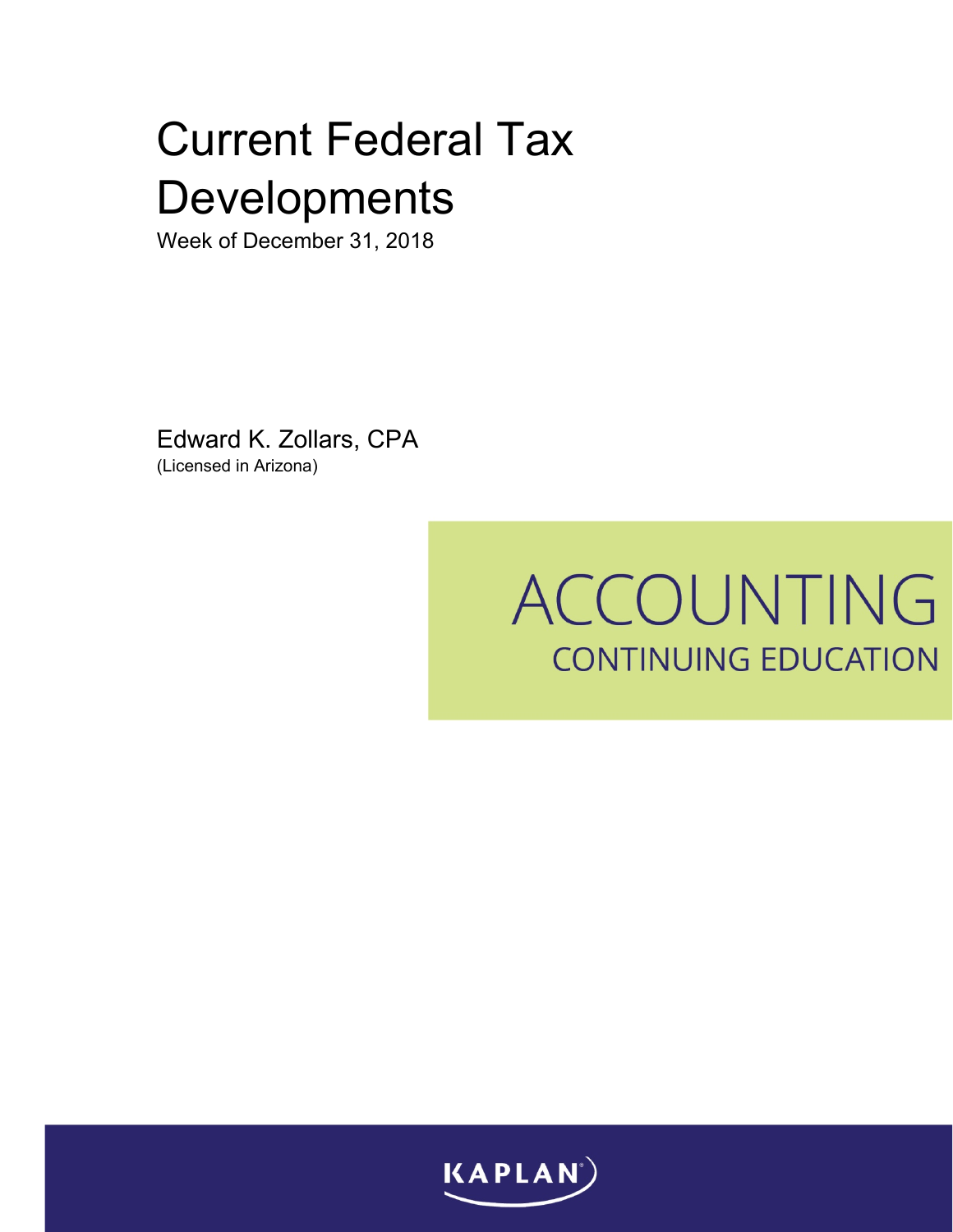# Current Federal Tax Developments

Week of December 31, 2018

Edward K. Zollars, CPA
(Licensed in Arizona)

ACCOUNTING
CONTINUING EDUCATION

KAPLAN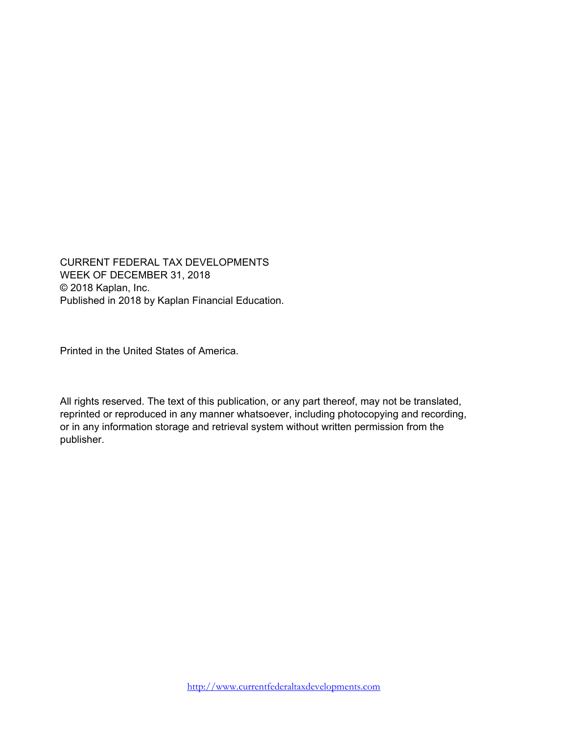CURRENT FEDERAL TAX DEVELOPMENTS
WEEK OF DECEMBER 31, 2018
© 2018 Kaplan, Inc.
Published in 2018 by Kaplan Financial Education.

Printed in the United States of America.

All rights reserved. The text of this publication, or any part thereof, may not be translated, reprinted or reproduced in any manner whatsoever, including photocopying and recording, or in any information storage and retrieval system without written permission from the publisher.

http://www.currentfederaltaxdevelopments.com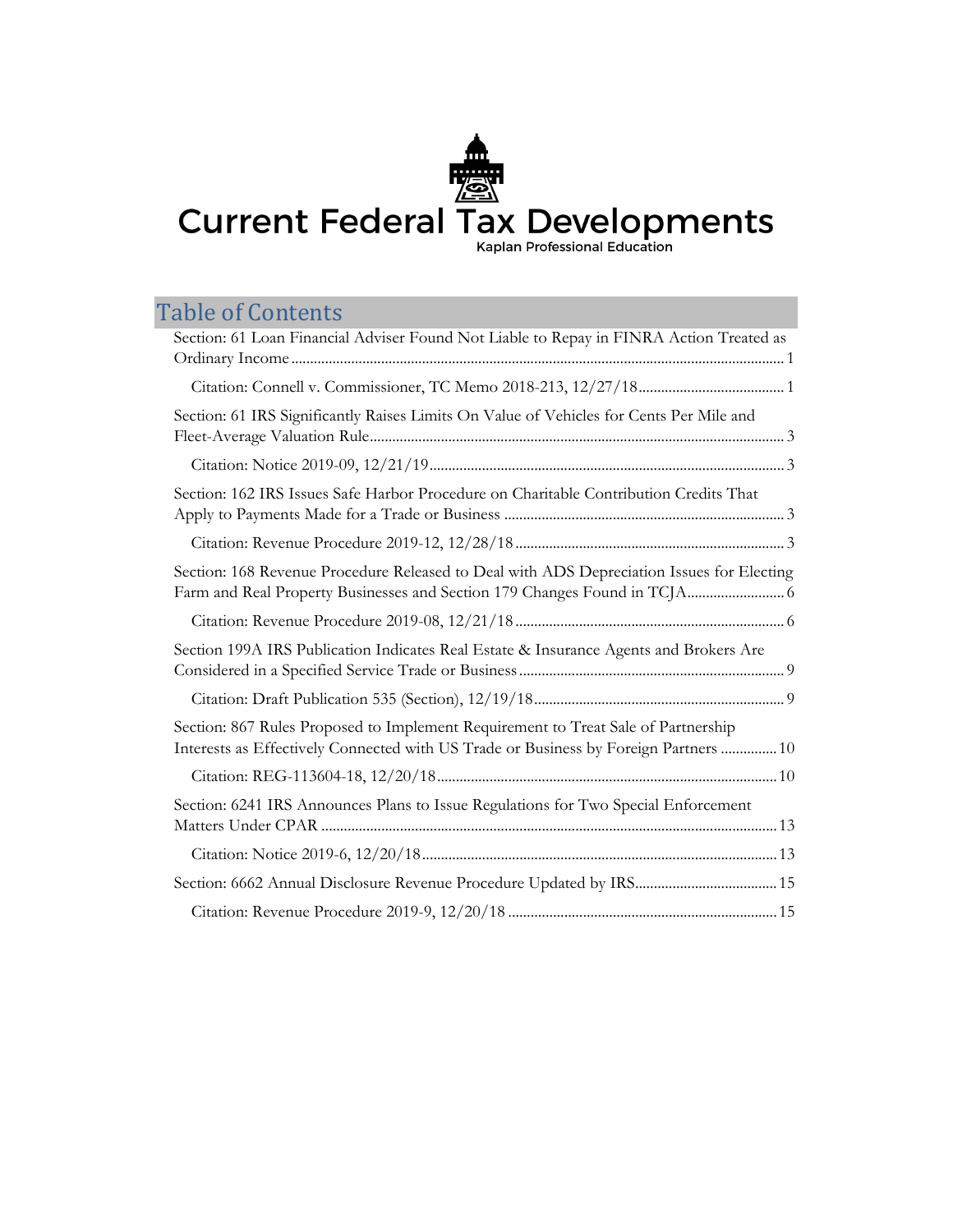# Current Federal Tax Developments

Kaplan Professional Education

## Table of Contents

Section: 61 Loan Financial Adviser Found Not Liable to Repay in FINRA Action Treated as Ordinary Income ..... 1

- Citation: Connell v. Commissioner, TC Memo 2018-213, 12/27/18 ..... 1

Section: 61 IRS Significantly Raises Limits On Value of Vehicles for Cents Per Mile and Fleet-Average Valuation Rule ..... 3

- Citation: Notice 2019-09, 12/21/19 ..... 3

Section: 162 IRS Issues Safe Harbor Procedure on Charitable Contribution Credits That Apply to Payments Made for a Trade or Business ..... 3

- Citation: Revenue Procedure 2019-12, 12/28/18 ..... 3

Section: 168 Revenue Procedure Released to Deal with ADS Depreciation Issues for Electing Farm and Real Property Businesses and Section 179 Changes Found in TCJA ..... 6

- Citation: Revenue Procedure 2019-08, 12/21/18 ..... 6

Section 199A IRS Publication Indicates Real Estate & Insurance Agents and Brokers Are Considered in a Specified Service Trade or Business ..... 9

- Citation: Draft Publication 535 (Section), 12/19/18 ..... 9

Section: 867 Rules Proposed to Implement Requirement to Treat Sale of Partnership Interests as Effectively Connected with US Trade or Business by Foreign Partners ..... 10

- Citation: REG-113604-18, 12/20/18 ..... 10

Section: 6241 IRS Announces Plans to Issue Regulations for Two Special Enforcement Matters Under CPAR ..... 13

- Citation: Notice 2019-6, 12/20/18 ..... 13

Section: 6662 Annual Disclosure Revenue Procedure Updated by IRS ..... 15

- Citation: Revenue Procedure 2019-9, 12/20/18 ..... 15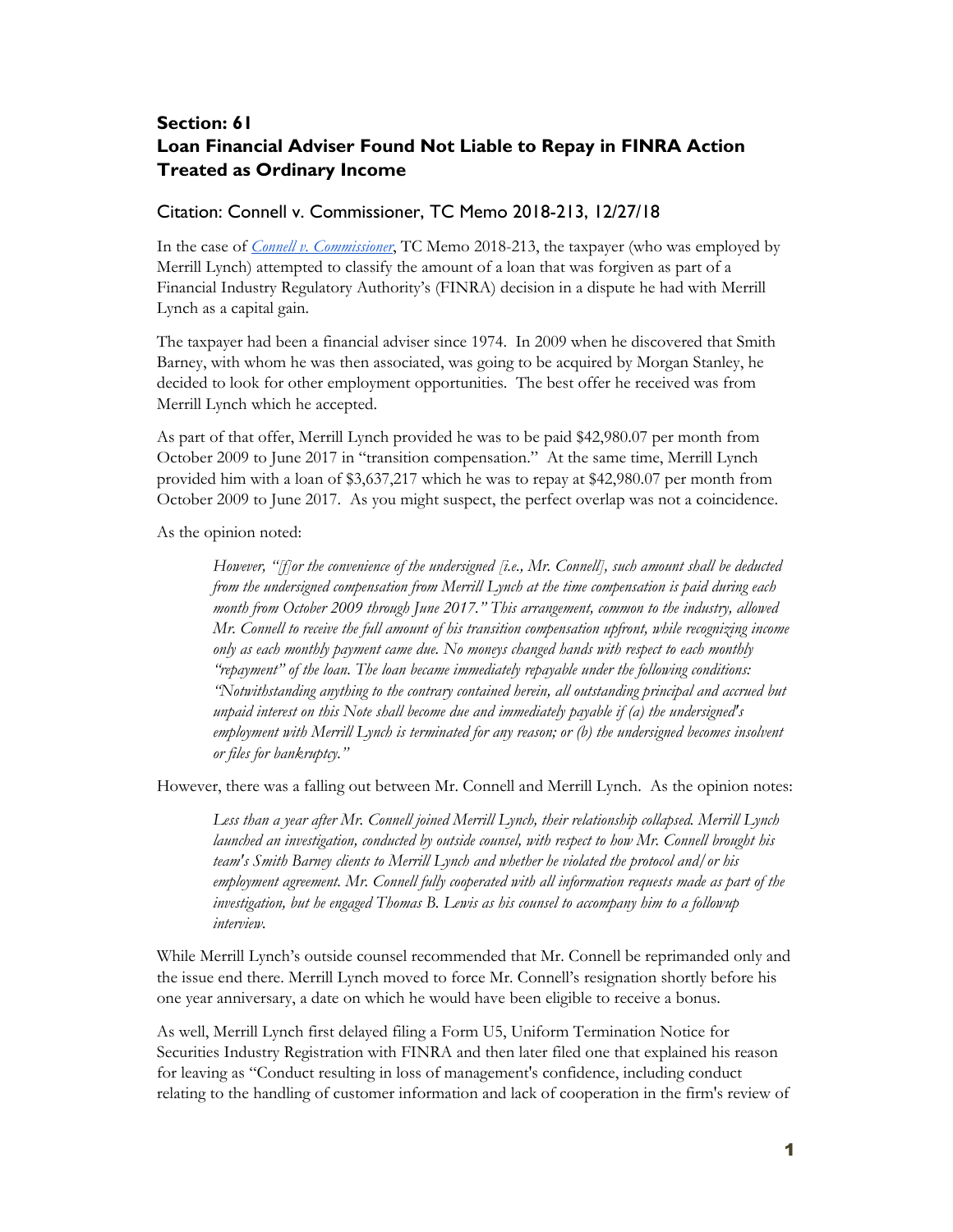## Section: 61
## Loan Financial Adviser Found Not Liable to Repay in FINRA Action Treated as Ordinary Income

### Citation: Connell v. Commissioner, TC Memo 2018-213, 12/27/18

In the case of *[Connell v. Commissioner](#)*, TC Memo 2018-213, the taxpayer (who was employed by Merrill Lynch) attempted to classify the amount of a loan that was forgiven as part of a Financial Industry Regulatory Authority's (FINRA) decision in a dispute he had with Merrill Lynch as a capital gain.

The taxpayer had been a financial adviser since 1974. In 2009 when he discovered that Smith Barney, with whom he was then associated, was going to be acquired by Morgan Stanley, he decided to look for other employment opportunities. The best offer he received was from Merrill Lynch which he accepted.

As part of that offer, Merrill Lynch provided he was to be paid $42,980.07 per month from October 2009 to June 2017 in "transition compensation." At the same time, Merrill Lynch provided him with a loan of $3,637,217 which he was to repay at $42,980.07 per month from October 2009 to June 2017. As you might suspect, the perfect overlap was not a coincidence.

As the opinion noted:

> *However, "[f]or the convenience of the undersigned [i.e., Mr. Connell], such amount shall be deducted from the undersigned compensation from Merrill Lynch at the time compensation is paid during each month from October 2009 through June 2017." This arrangement, common to the industry, allowed Mr. Connell to receive the full amount of his transition compensation upfront, while recognizing income only as each monthly payment came due. No moneys changed hands with respect to each monthly "repayment" of the loan. The loan became immediately repayable under the following conditions: "Notwithstanding anything to the contrary contained herein, all outstanding principal and accrued but unpaid interest on this Note shall become due and immediately payable if (a) the undersigned's employment with Merrill Lynch is terminated for any reason; or (b) the undersigned becomes insolvent or files for bankruptcy."*

However, there was a falling out between Mr. Connell and Merrill Lynch. As the opinion notes:

> *Less than a year after Mr. Connell joined Merrill Lynch, their relationship collapsed. Merrill Lynch launched an investigation, conducted by outside counsel, with respect to how Mr. Connell brought his team's Smith Barney clients to Merrill Lynch and whether he violated the protocol and/or his employment agreement. Mr. Connell fully cooperated with all information requests made as part of the investigation, but he engaged Thomas B. Lewis as his counsel to accompany him to a followup interview.*

While Merrill Lynch's outside counsel recommended that Mr. Connell be reprimanded only and the issue end there. Merrill Lynch moved to force Mr. Connell's resignation shortly before his one year anniversary, a date on which he would have been eligible to receive a bonus.

As well, Merrill Lynch first delayed filing a Form U5, Uniform Termination Notice for Securities Industry Registration with FINRA and then later filed one that explained his reason for leaving as "Conduct resulting in loss of management's confidence, including conduct relating to the handling of customer information and lack of cooperation in the firm's review of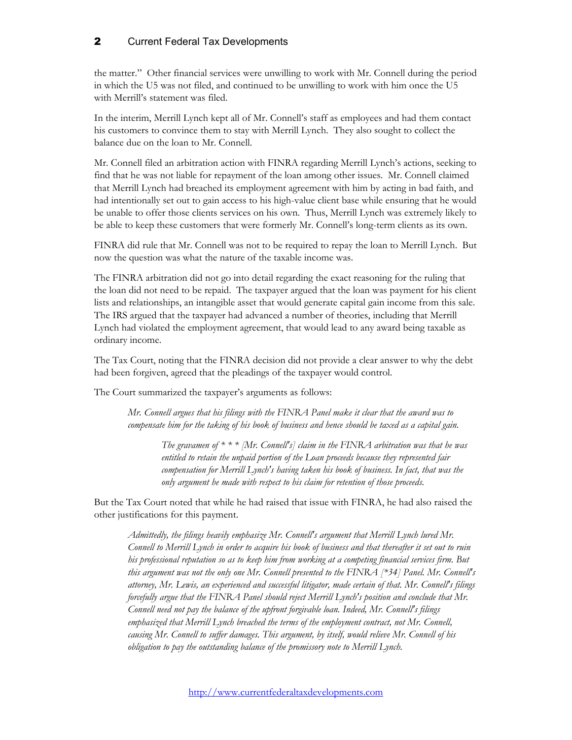the matter." Other financial services were unwilling to work with Mr. Connell during the period in which the U5 was not filed, and continued to be unwilling to work with him once the U5 with Merrill's statement was filed.

In the interim, Merrill Lynch kept all of Mr. Connell's staff as employees and had them contact his customers to convince them to stay with Merrill Lynch. They also sought to collect the balance due on the loan to Mr. Connell.

Mr. Connell filed an arbitration action with FINRA regarding Merrill Lynch's actions, seeking to find that he was not liable for repayment of the loan among other issues. Mr. Connell claimed that Merrill Lynch had breached its employment agreement with him by acting in bad faith, and had intentionally set out to gain access to his high-value client base while ensuring that he would be unable to offer those clients services on his own. Thus, Merrill Lynch was extremely likely to be able to keep these customers that were formerly Mr. Connell's long-term clients as its own.

FINRA did rule that Mr. Connell was not to be required to repay the loan to Merrill Lynch. But now the question was what the nature of the taxable income was.

The FINRA arbitration did not go into detail regarding the exact reasoning for the ruling that the loan did not need to be repaid. The taxpayer argued that the loan was payment for his client lists and relationships, an intangible asset that would generate capital gain income from this sale. The IRS argued that the taxpayer had advanced a number of theories, including that Merrill Lynch had violated the employment agreement, that would lead to any award being taxable as ordinary income.

The Tax Court, noting that the FINRA decision did not provide a clear answer to why the debt had been forgiven, agreed that the pleadings of the taxpayer would control.

The Court summarized the taxpayer's arguments as follows:

> *Mr. Connell argues that his filings with the FINRA Panel make it clear that the award was to compensate him for the taking of his book of business and hence should be taxed as a capital gain.*
>
> > *The gravamen of * * * [Mr. Connell's] claim in the FINRA arbitration was that he was entitled to retain the unpaid portion of the Loan proceeds because they represented fair compensation for Merrill Lynch's having taken his book of business. In fact, that was the only argument he made with respect to his claim for retention of those proceeds.*

But the Tax Court noted that while he had raised that issue with FINRA, he had also raised the other justifications for this payment.

> *Admittedly, the filings heavily emphasize Mr. Connell's argument that Merrill Lynch lured Mr. Connell to Merrill Lynch in order to acquire his book of business and that thereafter it set out to ruin his professional reputation so as to keep him from working at a competing financial services firm. But this argument was not the only one Mr. Connell presented to the FINRA [*34] Panel. Mr. Connell's attorney, Mr. Lewis, an experienced and successful litigator, made certain of that. Mr. Connell's filings forcefully argue that the FINRA Panel should reject Merrill Lynch's position and conclude that Mr. Connell need not pay the balance of the upfront forgivable loan. Indeed, Mr. Connell's filings emphasized that Merrill Lynch breached the terms of the employment contract, not Mr. Connell, causing Mr. Connell to suffer damages. This argument, by itself, would relieve Mr. Connell of his obligation to pay the outstanding balance of the promissory note to Merrill Lynch.*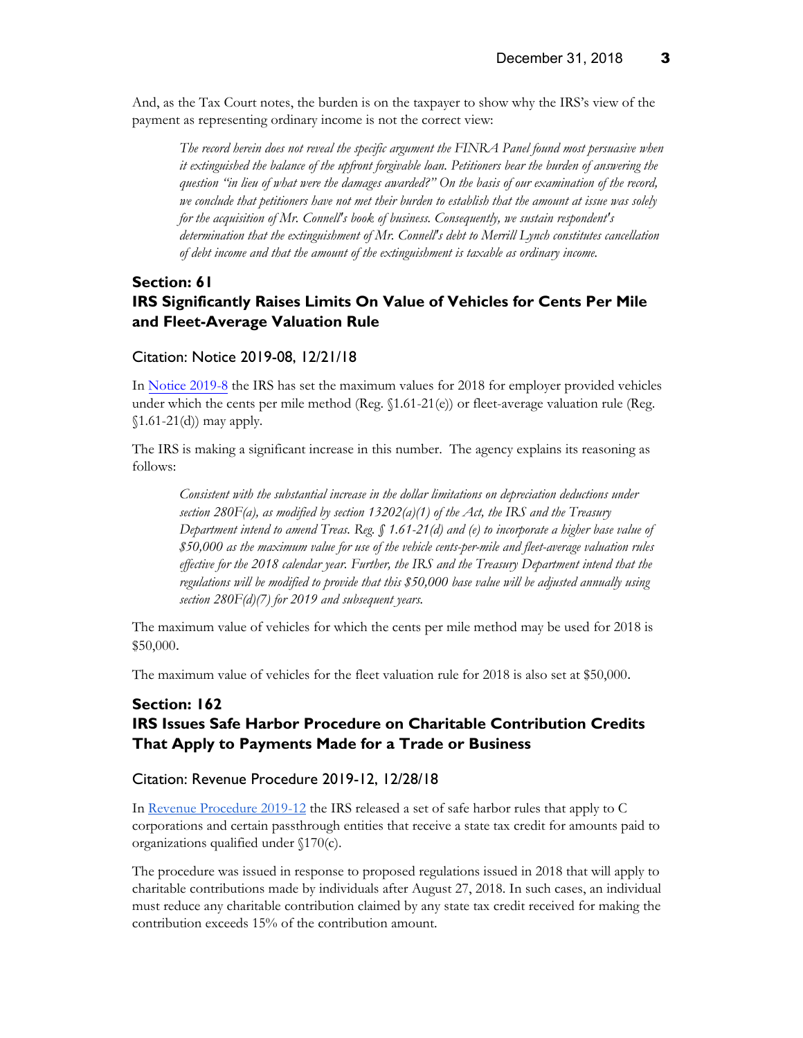And, as the Tax Court notes, the burden is on the taxpayer to show why the IRS's view of the payment as representing ordinary income is not the correct view:

> *The record herein does not reveal the specific argument the FINRA Panel found most persuasive when it extinguished the balance of the upfront forgivable loan. Petitioners bear the burden of answering the question "in lieu of what were the damages awarded?" On the basis of our examination of the record, we conclude that petitioners have not met their burden to establish that the amount at issue was solely for the acquisition of Mr. Connell's book of business. Consequently, we sustain respondent's determination that the extinguishment of Mr. Connell's debt to Merrill Lynch constitutes cancellation of debt income and that the amount of the extinguishment is taxable as ordinary income.*

## Section: 61
## IRS Significantly Raises Limits On Value of Vehicles for Cents Per Mile and Fleet-Average Valuation Rule

### Citation: Notice 2019-08, 12/21/18

In Notice 2019-8 the IRS has set the maximum values for 2018 for employer provided vehicles under which the cents per mile method (Reg. §1.61-21(e)) or fleet-average valuation rule (Reg. §1.61-21(d)) may apply.

The IRS is making a significant increase in this number. The agency explains its reasoning as follows:

> *Consistent with the substantial increase in the dollar limitations on depreciation deductions under section 280F(a), as modified by section 13202(a)(1) of the Act, the IRS and the Treasury Department intend to amend Treas. Reg. § 1.61-21(d) and (e) to incorporate a higher base value of $50,000 as the maximum value for use of the vehicle cents-per-mile and fleet-average valuation rules effective for the 2018 calendar year. Further, the IRS and the Treasury Department intend that the regulations will be modified to provide that this $50,000 base value will be adjusted annually using section 280F(d)(7) for 2019 and subsequent years.*

The maximum value of vehicles for which the cents per mile method may be used for 2018 is $50,000.

The maximum value of vehicles for the fleet valuation rule for 2018 is also set at $50,000.

## Section: 162
## IRS Issues Safe Harbor Procedure on Charitable Contribution Credits That Apply to Payments Made for a Trade or Business

### Citation: Revenue Procedure 2019-12, 12/28/18

In Revenue Procedure 2019-12 the IRS released a set of safe harbor rules that apply to C corporations and certain passthrough entities that receive a state tax credit for amounts paid to organizations qualified under §170(c).

The procedure was issued in response to proposed regulations issued in 2018 that will apply to charitable contributions made by individuals after August 27, 2018. In such cases, an individual must reduce any charitable contribution claimed by any state tax credit received for making the contribution exceeds 15% of the contribution amount.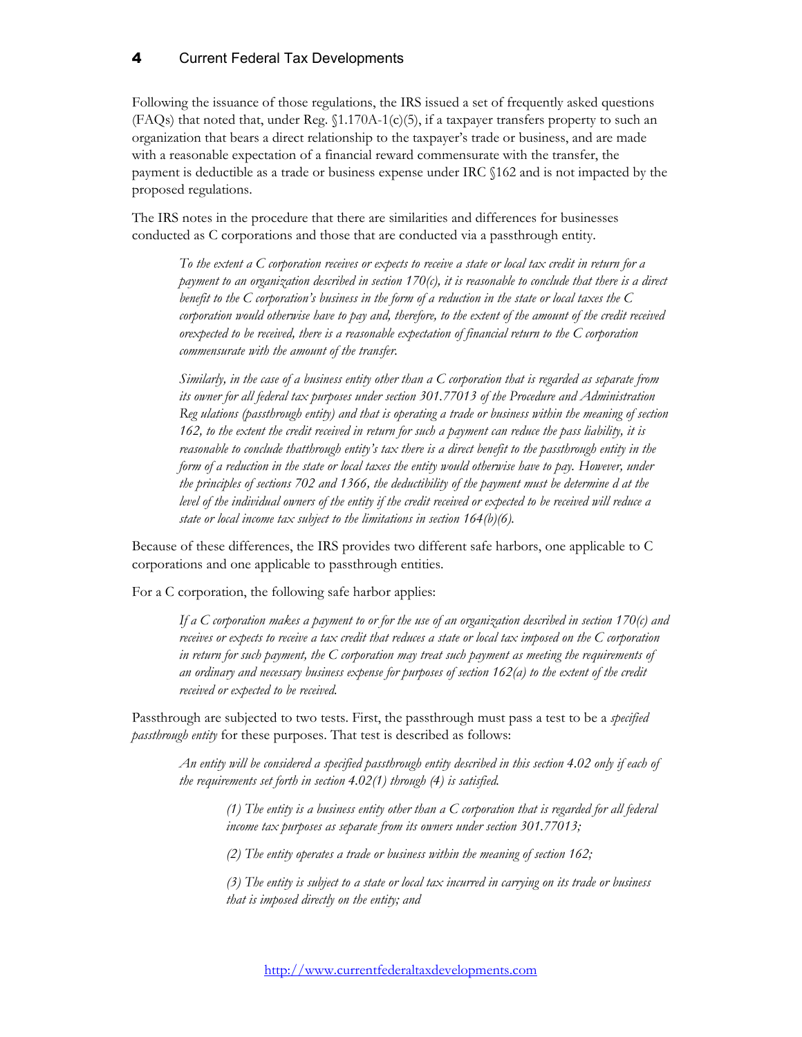Following the issuance of those regulations, the IRS issued a set of frequently asked questions (FAQs) that noted that, under Reg. §1.170A-1(c)(5), if a taxpayer transfers property to such an organization that bears a direct relationship to the taxpayer's trade or business, and are made with a reasonable expectation of a financial reward commensurate with the transfer, the payment is deductible as a trade or business expense under IRC §162 and is not impacted by the proposed regulations.

The IRS notes in the procedure that there are similarities and differences for businesses conducted as C corporations and those that are conducted via a passthrough entity.

> *To the extent a C corporation receives or expects to receive a state or local tax credit in return for a payment to an organization described in section 170(c), it is reasonable to conclude that there is a direct benefit to the C corporation's business in the form of a reduction in the state or local taxes the C corporation would otherwise have to pay and, therefore, to the extent of the amount of the credit received orexpected to be received, there is a reasonable expectation of financial return to the C corporation commensurate with the amount of the transfer.*
>
> *Similarly, in the case of a business entity other than a C corporation that is regarded as separate from its owner for all federal tax purposes under section 301.77013 of the Procedure and Administration Reg ulations (passthrough entity) and that is operating a trade or business within the meaning of section 162, to the extent the credit received in return for such a payment can reduce the pass liability, it is reasonable to conclude thatthrough entity's tax there is a direct benefit to the passthrough entity in the form of a reduction in the state or local taxes the entity would otherwise have to pay. However, under the principles of sections 702 and 1366, the deductibility of the payment must be determine d at the level of the individual owners of the entity if the credit received or expected to be received will reduce a state or local income tax subject to the limitations in section 164(b)(6).*

Because of these differences, the IRS provides two different safe harbors, one applicable to C corporations and one applicable to passthrough entities.

For a C corporation, the following safe harbor applies:

> *If a C corporation makes a payment to or for the use of an organization described in section 170(c) and receives or expects to receive a tax credit that reduces a state or local tax imposed on the C corporation in return for such payment, the C corporation may treat such payment as meeting the requirements of an ordinary and necessary business expense for purposes of section 162(a) to the extent of the credit received or expected to be received.*

Passthrough are subjected to two tests. First, the passthrough must pass a test to be a *specified passthrough entity* for these purposes. That test is described as follows:

> *An entity will be considered a specified passthrough entity described in this section 4.02 only if each of the requirements set forth in section 4.02(1) through (4) is satisfied.*
>
> > *(1) The entity is a business entity other than a C corporation that is regarded for all federal income tax purposes as separate from its owners under section 301.77013;*
> >
> > *(2) The entity operates a trade or business within the meaning of section 162;*
> >
> > *(3) The entity is subject to a state or local tax incurred in carrying on its trade or business that is imposed directly on the entity; and*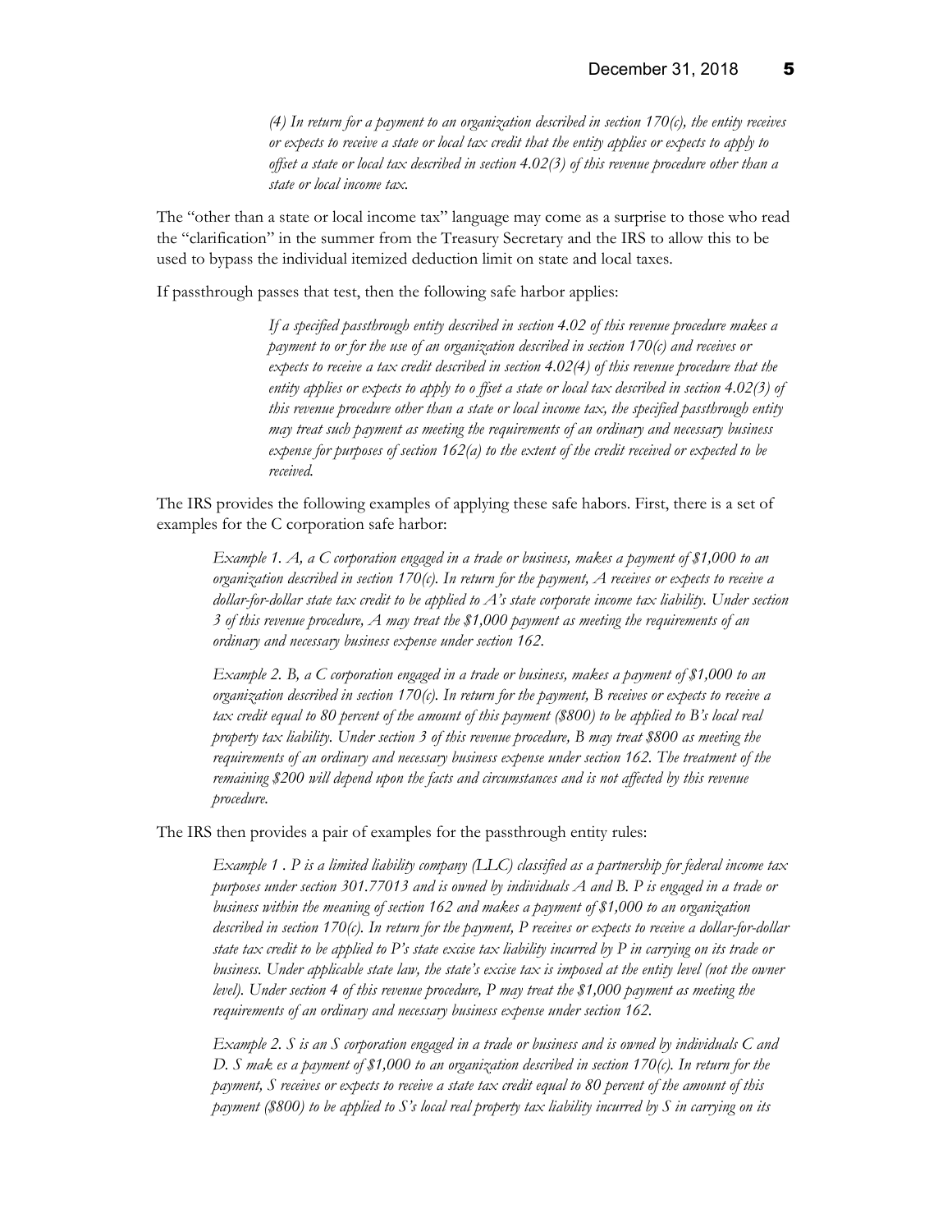> *(4) In return for a payment to an organization described in section 170(c), the entity receives or expects to receive a state or local tax credit that the entity applies or expects to apply to offset a state or local tax described in section 4.02(3) of this revenue procedure other than a state or local income tax.*

The "other than a state or local income tax" language may come as a surprise to those who read the "clarification" in the summer from the Treasury Secretary and the IRS to allow this to be used to bypass the individual itemized deduction limit on state and local taxes.

If passthrough passes that test, then the following safe harbor applies:

> *If a specified passthrough entity described in section 4.02 of this revenue procedure makes a payment to or for the use of an organization described in section 170(c) and receives or expects to receive a tax credit described in section 4.02(4) of this revenue procedure that the entity applies or expects to apply to o ffset a state or local tax described in section 4.02(3) of this revenue procedure other than a state or local income tax, the specified passthrough entity may treat such payment as meeting the requirements of an ordinary and necessary business expense for purposes of section 162(a) to the extent of the credit received or expected to be received.*

The IRS provides the following examples of applying these safe harbors. First, there is a set of examples for the C corporation safe harbor:

> *Example 1. A, a C corporation engaged in a trade or business, makes a payment of $1,000 to an organization described in section 170(c). In return for the payment, A receives or expects to receive a dollar-for-dollar state tax credit to be applied to A's state corporate income tax liability. Under section 3 of this revenue procedure, A may treat the $1,000 payment as meeting the requirements of an ordinary and necessary business expense under section 162.*
>
> *Example 2. B, a C corporation engaged in a trade or business, makes a payment of $1,000 to an organization described in section 170(c). In return for the payment, B receives or expects to receive a tax credit equal to 80 percent of the amount of this payment ($800) to be applied to B's local real property tax liability. Under section 3 of this revenue procedure, B may treat $800 as meeting the requirements of an ordinary and necessary business expense under section 162. The treatment of the remaining $200 will depend upon the facts and circumstances and is not affected by this revenue procedure.*

The IRS then provides a pair of examples for the passthrough entity rules:

> *Example 1 . P is a limited liability company (LLC) classified as a partnership for federal income tax purposes under section 301.77013 and is owned by individuals A and B. P is engaged in a trade or business within the meaning of section 162 and makes a payment of $1,000 to an organization described in section 170(c). In return for the payment, P receives or expects to receive a dollar-for-dollar state tax credit to be applied to P's state excise tax liability incurred by P in carrying on its trade or business. Under applicable state law, the state's excise tax is imposed at the entity level (not the owner level). Under section 4 of this revenue procedure, P may treat the $1,000 payment as meeting the requirements of an ordinary and necessary business expense under section 162.*
>
> *Example 2. S is an S corporation engaged in a trade or business and is owned by individuals C and D. S mak es a payment of $1,000 to an organization described in section 170(c). In return for the payment, S receives or expects to receive a state tax credit equal to 80 percent of the amount of this payment ($800) to be applied to S's local real property tax liability incurred by S in carrying on its*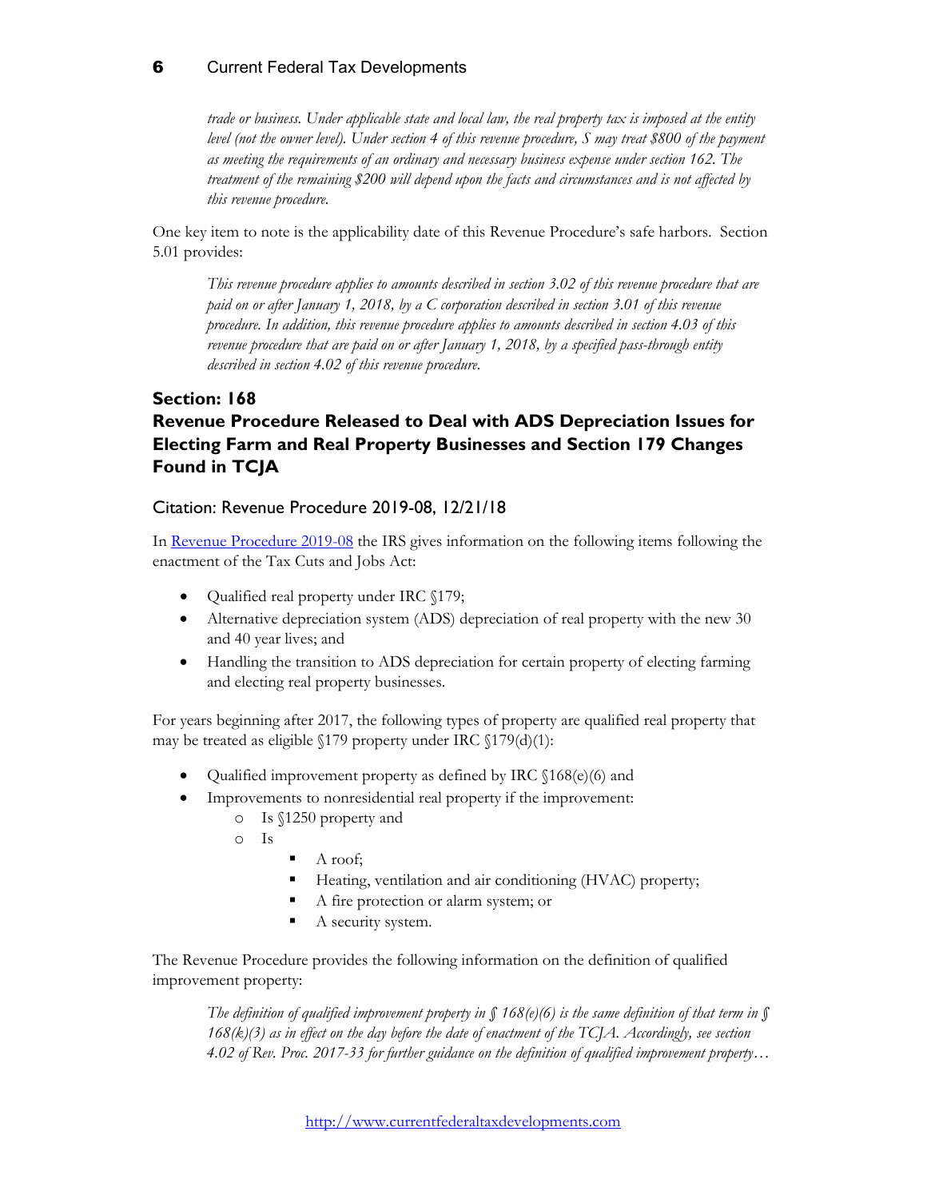> *trade or business. Under applicable state and local law, the real property tax is imposed at the entity level (not the owner level). Under section 4 of this revenue procedure, S may treat $800 of the payment as meeting the requirements of an ordinary and necessary business expense under section 162. The treatment of the remaining $200 will depend upon the facts and circumstances and is not affected by this revenue procedure.*

One key item to note is the applicability date of this Revenue Procedure's safe harbors. Section 5.01 provides:

> *This revenue procedure applies to amounts described in section 3.02 of this revenue procedure that are paid on or after January 1, 2018, by a C corporation described in section 3.01 of this revenue procedure. In addition, this revenue procedure applies to amounts described in section 4.03 of this revenue procedure that are paid on or after January 1, 2018, by a specified pass-through entity described in section 4.02 of this revenue procedure.*

## Section: 168
## Revenue Procedure Released to Deal with ADS Depreciation Issues for Electing Farm and Real Property Businesses and Section 179 Changes Found in TCJA

### Citation: Revenue Procedure 2019-08, 12/21/18

In Revenue Procedure 2019-08 the IRS gives information on the following items following the enactment of the Tax Cuts and Jobs Act:

- Qualified real property under IRC §179;
- Alternative depreciation system (ADS) depreciation of real property with the new 30 and 40 year lives; and
- Handling the transition to ADS depreciation for certain property of electing farming and electing real property businesses.

For years beginning after 2017, the following types of property are qualified real property that may be treated as eligible §179 property under IRC §179(d)(1):

- Qualified improvement property as defined by IRC §168(e)(6) and
- Improvements to nonresidential real property if the improvement:
  - Is §1250 property and
  - Is
    - A roof;
    - Heating, ventilation and air conditioning (HVAC) property;
    - A fire protection or alarm system; or
    - A security system.

The Revenue Procedure provides the following information on the definition of qualified improvement property:

> *The definition of qualified improvement property in § 168(e)(6) is the same definition of that term in § 168(k)(3) as in effect on the day before the date of enactment of the TCJA. Accordingly, see section 4.02 of Rev. Proc. 2017-33 for further guidance on the definition of qualified improvement property…*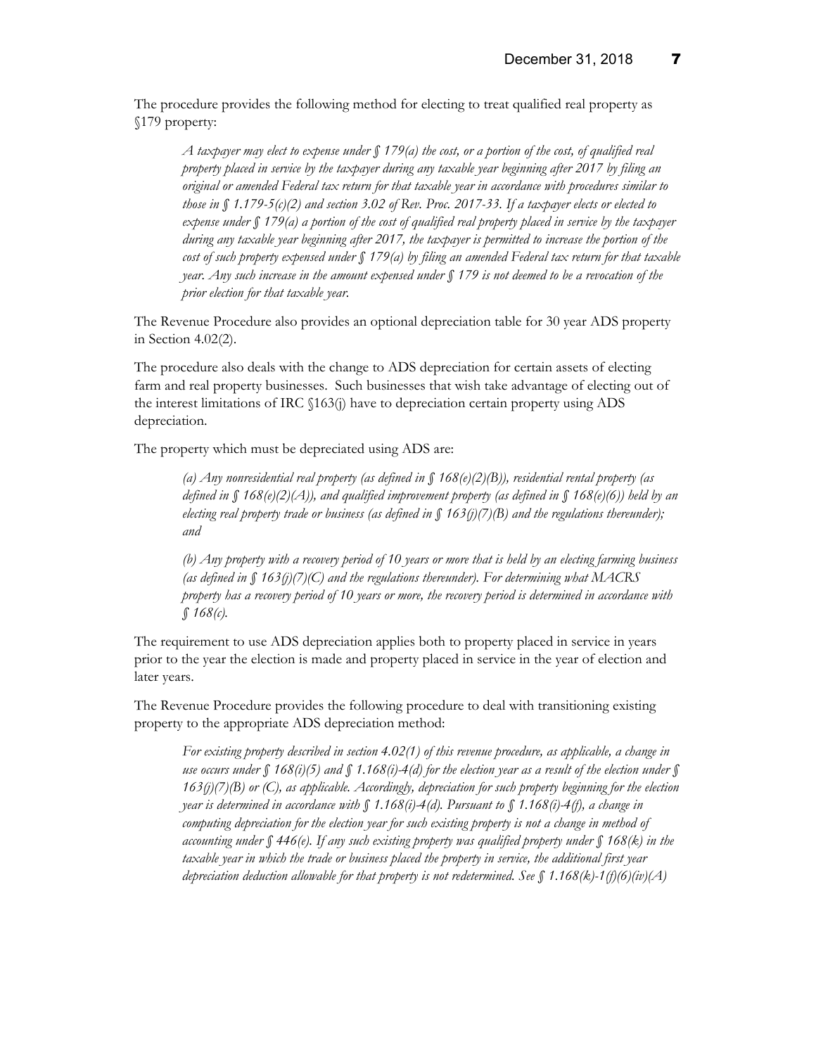The procedure provides the following method for electing to treat qualified real property as §179 property:

> *A taxpayer may elect to expense under § 179(a) the cost, or a portion of the cost, of qualified real property placed in service by the taxpayer during any taxable year beginning after 2017 by filing an original or amended Federal tax return for that taxable year in accordance with procedures similar to those in § 1.179-5(c)(2) and section 3.02 of Rev. Proc. 2017-33. If a taxpayer elects or elected to expense under § 179(a) a portion of the cost of qualified real property placed in service by the taxpayer during any taxable year beginning after 2017, the taxpayer is permitted to increase the portion of the cost of such property expensed under § 179(a) by filing an amended Federal tax return for that taxable year. Any such increase in the amount expensed under § 179 is not deemed to be a revocation of the prior election for that taxable year.*

The Revenue Procedure also provides an optional depreciation table for 30 year ADS property in Section 4.02(2).

The procedure also deals with the change to ADS depreciation for certain assets of electing farm and real property businesses. Such businesses that wish take advantage of electing out of the interest limitations of IRC §163(j) have to depreciation certain property using ADS depreciation.

The property which must be depreciated using ADS are:

> *(a) Any nonresidential real property (as defined in § 168(e)(2)(B)), residential rental property (as defined in § 168(e)(2)(A)), and qualified improvement property (as defined in § 168(e)(6)) held by an electing real property trade or business (as defined in § 163(j)(7)(B) and the regulations thereunder); and*
>
> *(b) Any property with a recovery period of 10 years or more that is held by an electing farming business (as defined in § 163(j)(7)(C) and the regulations thereunder). For determining what MACRS property has a recovery period of 10 years or more, the recovery period is determined in accordance with § 168(c).*

The requirement to use ADS depreciation applies both to property placed in service in years prior to the year the election is made and property placed in service in the year of election and later years.

The Revenue Procedure provides the following procedure to deal with transitioning existing property to the appropriate ADS depreciation method:

> *For existing property described in section 4.02(1) of this revenue procedure, as applicable, a change in use occurs under § 168(i)(5) and § 1.168(i)-4(d) for the election year as a result of the election under § 163(j)(7)(B) or (C), as applicable. Accordingly, depreciation for such property beginning for the election year is determined in accordance with § 1.168(i)-4(d). Pursuant to § 1.168(i)-4(f), a change in computing depreciation for the election year for such existing property is not a change in method of accounting under § 446(e). If any such existing property was qualified property under § 168(k) in the taxable year in which the trade or business placed the property in service, the additional first year depreciation deduction allowable for that property is not redetermined. See § 1.168(k)-1(f)(6)(iv)(A)*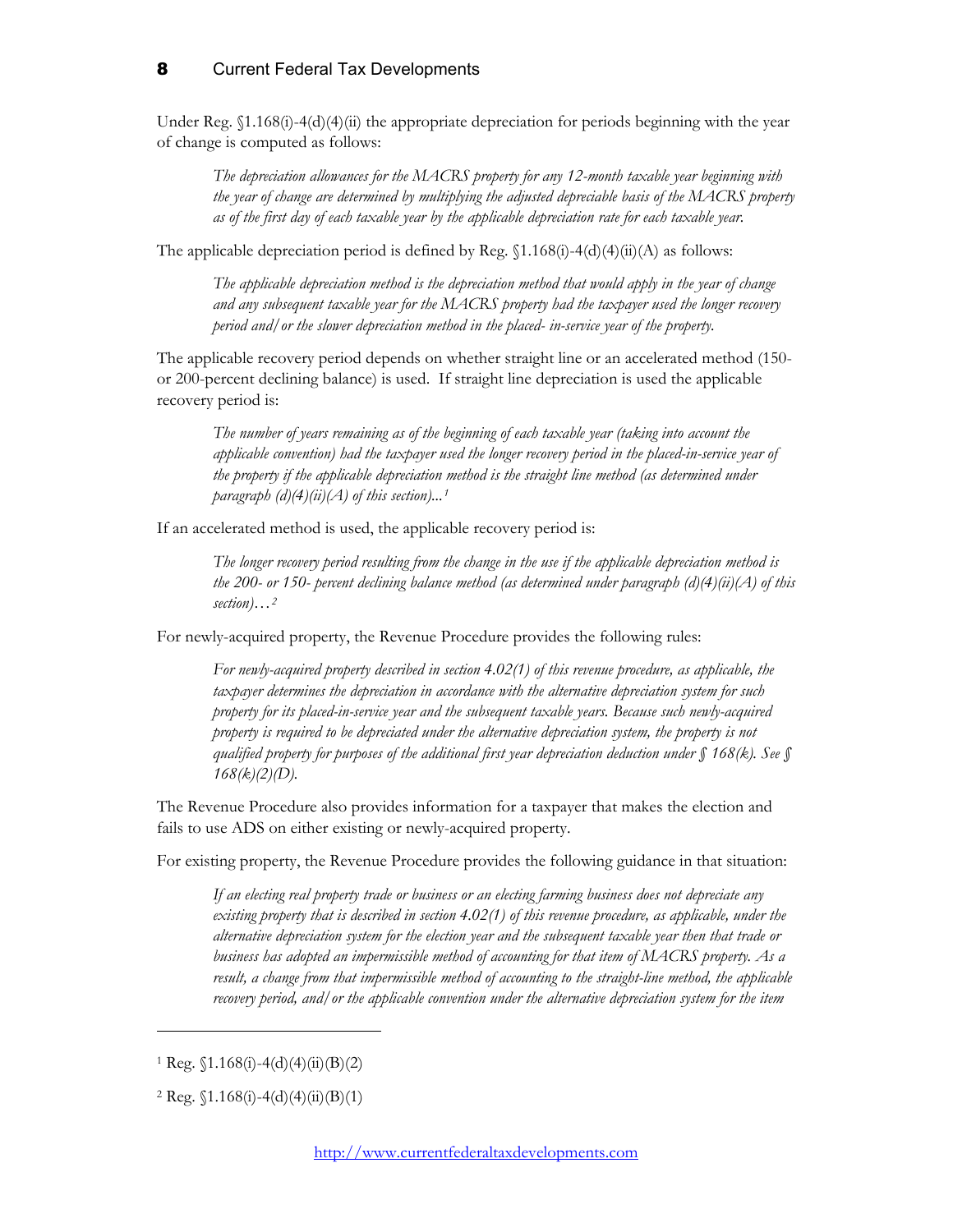Under Reg. §1.168(i)-4(d)(4)(ii) the appropriate depreciation for periods beginning with the year of change is computed as follows:

> *The depreciation allowances for the MACRS property for any 12-month taxable year beginning with the year of change are determined by multiplying the adjusted depreciable basis of the MACRS property as of the first day of each taxable year by the applicable depreciation rate for each taxable year.*

The applicable depreciation period is defined by Reg. §1.168(i)-4(d)(4)(ii)(A) as follows:

> *The applicable depreciation method is the depreciation method that would apply in the year of change and any subsequent taxable year for the MACRS property had the taxpayer used the longer recovery period and/or the slower depreciation method in the placed- in-service year of the property.*

The applicable recovery period depends on whether straight line or an accelerated method (150- or 200-percent declining balance) is used. If straight line depreciation is used the applicable recovery period is:

> *The number of years remaining as of the beginning of each taxable year (taking into account the applicable convention) had the taxpayer used the longer recovery period in the placed-in-service year of the property if the applicable depreciation method is the straight line method (as determined under paragraph (d)(4)(ii)(A) of this section)...*[1]

If an accelerated method is used, the applicable recovery period is:

> *The longer recovery period resulting from the change in the use if the applicable depreciation method is the 200- or 150- percent declining balance method (as determined under paragraph (d)(4)(ii)(A) of this section)…*[2]

For newly-acquired property, the Revenue Procedure provides the following rules:

> *For newly-acquired property described in section 4.02(1) of this revenue procedure, as applicable, the taxpayer determines the depreciation in accordance with the alternative depreciation system for such property for its placed-in-service year and the subsequent taxable years. Because such newly-acquired property is required to be depreciated under the alternative depreciation system, the property is not qualified property for purposes of the additional first year depreciation deduction under § 168(k). See § 168(k)(2)(D).*

The Revenue Procedure also provides information for a taxpayer that makes the election and fails to use ADS on either existing or newly-acquired property.

For existing property, the Revenue Procedure provides the following guidance in that situation:

> *If an electing real property trade or business or an electing farming business does not depreciate any existing property that is described in section 4.02(1) of this revenue procedure, as applicable, under the alternative depreciation system for the election year and the subsequent taxable year then that trade or business has adopted an impermissible method of accounting for that item of MACRS property. As a result, a change from that impermissible method of accounting to the straight-line method, the applicable recovery period, and/or the applicable convention under the alternative depreciation system for the item*

---

[1] Reg. §1.168(i)-4(d)(4)(ii)(B)(2)

[2] Reg. §1.168(i)-4(d)(4)(ii)(B)(1)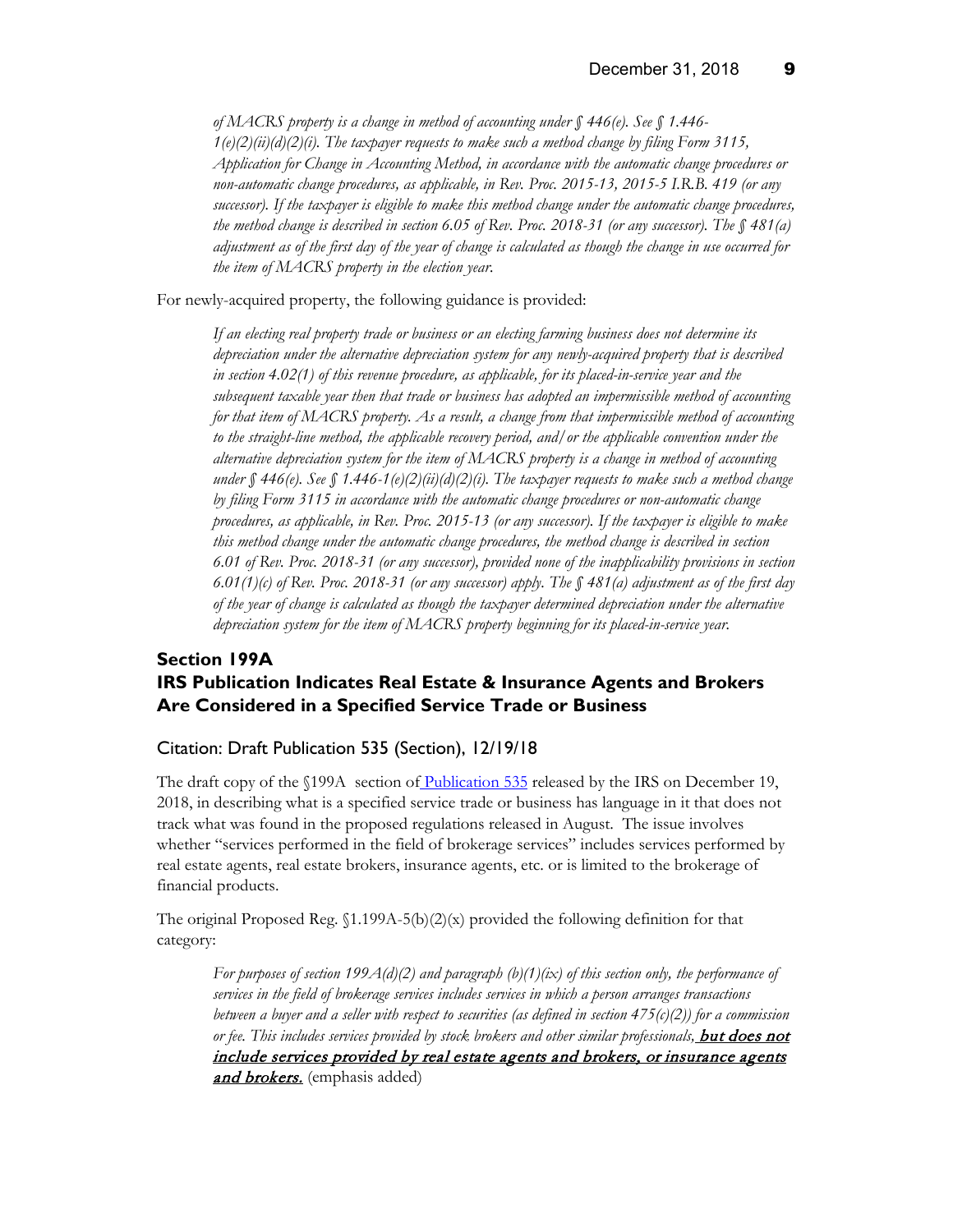*of MACRS property is a change in method of accounting under § 446(e). See § 1.446-1(e)(2)(ii)(d)(2)(i). The taxpayer requests to make such a method change by filing Form 3115, Application for Change in Accounting Method, in accordance with the automatic change procedures or non-automatic change procedures, as applicable, in Rev. Proc. 2015-13, 2015-5 I.R.B. 419 (or any successor). If the taxpayer is eligible to make this method change under the automatic change procedures, the method change is described in section 6.05 of Rev. Proc. 2018-31 (or any successor). The § 481(a) adjustment as of the first day of the year of change is calculated as though the change in use occurred for the item of MACRS property in the election year.*

For newly-acquired property, the following guidance is provided:

> *If an electing real property trade or business or an electing farming business does not determine its depreciation under the alternative depreciation system for any newly-acquired property that is described in section 4.02(1) of this revenue procedure, as applicable, for its placed-in-service year and the subsequent taxable year then that trade or business has adopted an impermissible method of accounting for that item of MACRS property. As a result, a change from that impermissible method of accounting to the straight-line method, the applicable recovery period, and/or the applicable convention under the alternative depreciation system for the item of MACRS property is a change in method of accounting under § 446(e). See § 1.446-1(e)(2)(ii)(d)(2)(i). The taxpayer requests to make such a method change by filing Form 3115 in accordance with the automatic change procedures or non-automatic change procedures, as applicable, in Rev. Proc. 2015-13 (or any successor). If the taxpayer is eligible to make this method change under the automatic change procedures, the method change is described in section 6.01 of Rev. Proc. 2018-31 (or any successor), provided none of the inapplicability provisions in section 6.01(1)(c) of Rev. Proc. 2018-31 (or any successor) apply. The § 481(a) adjustment as of the first day of the year of change is calculated as though the taxpayer determined depreciation under the alternative depreciation system for the item of MACRS property beginning for its placed-in-service year.*

## Section 199A
## IRS Publication Indicates Real Estate & Insurance Agents and Brokers Are Considered in a Specified Service Trade or Business

### Citation: Draft Publication 535 (Section), 12/19/18

The draft copy of the §199A section of Publication 535 released by the IRS on December 19, 2018, in describing what is a specified service trade or business has language in it that does not track what was found in the proposed regulations released in August. The issue involves whether "services performed in the field of brokerage services" includes services performed by real estate agents, real estate brokers, insurance agents, etc. or is limited to the brokerage of financial products.

The original Proposed Reg. §1.199A-5(b)(2)(x) provided the following definition for that category:

> *For purposes of section 199A(d)(2) and paragraph (b)(1)(ix) of this section only, the performance of services in the field of brokerage services includes services in which a person arranges transactions between a buyer and a seller with respect to securities (as defined in section 475(c)(2)) for a commission or fee. This includes services provided by stock brokers and other similar professionals,* ***but does not include services provided by real estate agents and brokers, or insurance agents and brokers.*** (emphasis added)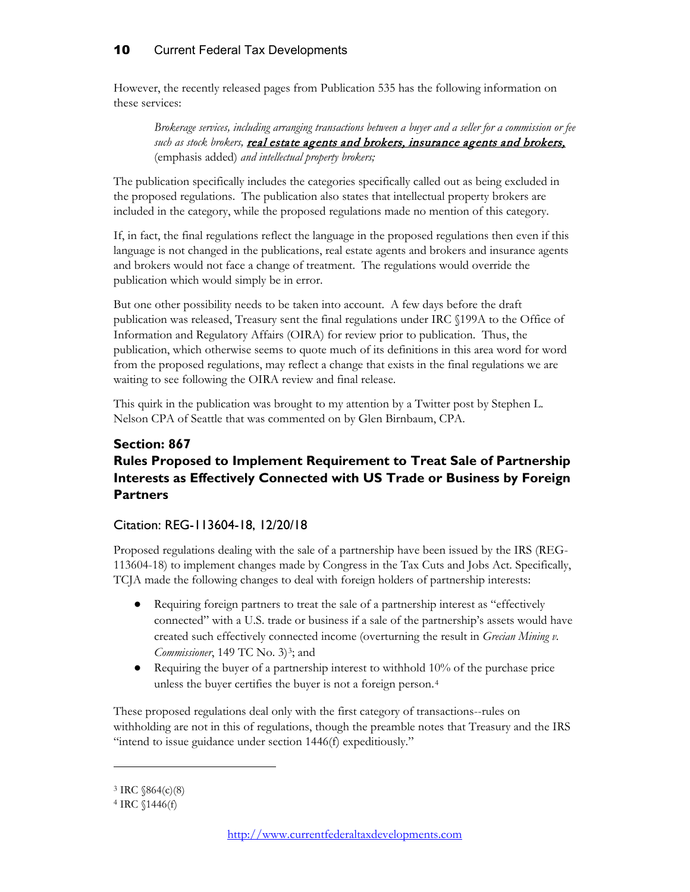However, the recently released pages from Publication 535 has the following information on these services:

> *Brokerage services, including arranging transactions between a buyer and a seller for a commission or fee such as stock brokers,* ***real estate agents and brokers, insurance agents and brokers,*** (emphasis added) *and intellectual property brokers;*

The publication specifically includes the categories specifically called out as being excluded in the proposed regulations. The publication also states that intellectual property brokers are included in the category, while the proposed regulations made no mention of this category.

If, in fact, the final regulations reflect the language in the proposed regulations then even if this language is not changed in the publications, real estate agents and brokers and insurance agents and brokers would not face a change of treatment. The regulations would override the publication which would simply be in error.

But one other possibility needs to be taken into account. A few days before the draft publication was released, Treasury sent the final regulations under IRC §199A to the Office of Information and Regulatory Affairs (OIRA) for review prior to publication. Thus, the publication, which otherwise seems to quote much of its definitions in this area word for word from the proposed regulations, may reflect a change that exists in the final regulations we are waiting to see following the OIRA review and final release.

This quirk in the publication was brought to my attention by a Twitter post by Stephen L. Nelson CPA of Seattle that was commented on by Glen Birnbaum, CPA.

## Section: 867

## Rules Proposed to Implement Requirement to Treat Sale of Partnership Interests as Effectively Connected with US Trade or Business by Foreign Partners

### Citation: REG-113604-18, 12/20/18

Proposed regulations dealing with the sale of a partnership have been issued by the IRS (REG-113604-18) to implement changes made by Congress in the Tax Cuts and Jobs Act. Specifically, TCJA made the following changes to deal with foreign holders of partnership interests:

- Requiring foreign partners to treat the sale of a partnership interest as "effectively connected" with a U.S. trade or business if a sale of the partnership's assets would have created such effectively connected income (overturning the result in *Grecian Mining v. Commissioner*, 149 TC No. 3)[3]; and
- Requiring the buyer of a partnership interest to withhold 10% of the purchase price unless the buyer certifies the buyer is not a foreign person.[4]

These proposed regulations deal only with the first category of transactions--rules on withholding are not in this of regulations, though the preamble notes that Treasury and the IRS "intend to issue guidance under section 1446(f) expeditiously."

---

[3] IRC §864(c)(8)

[4] IRC §1446(f)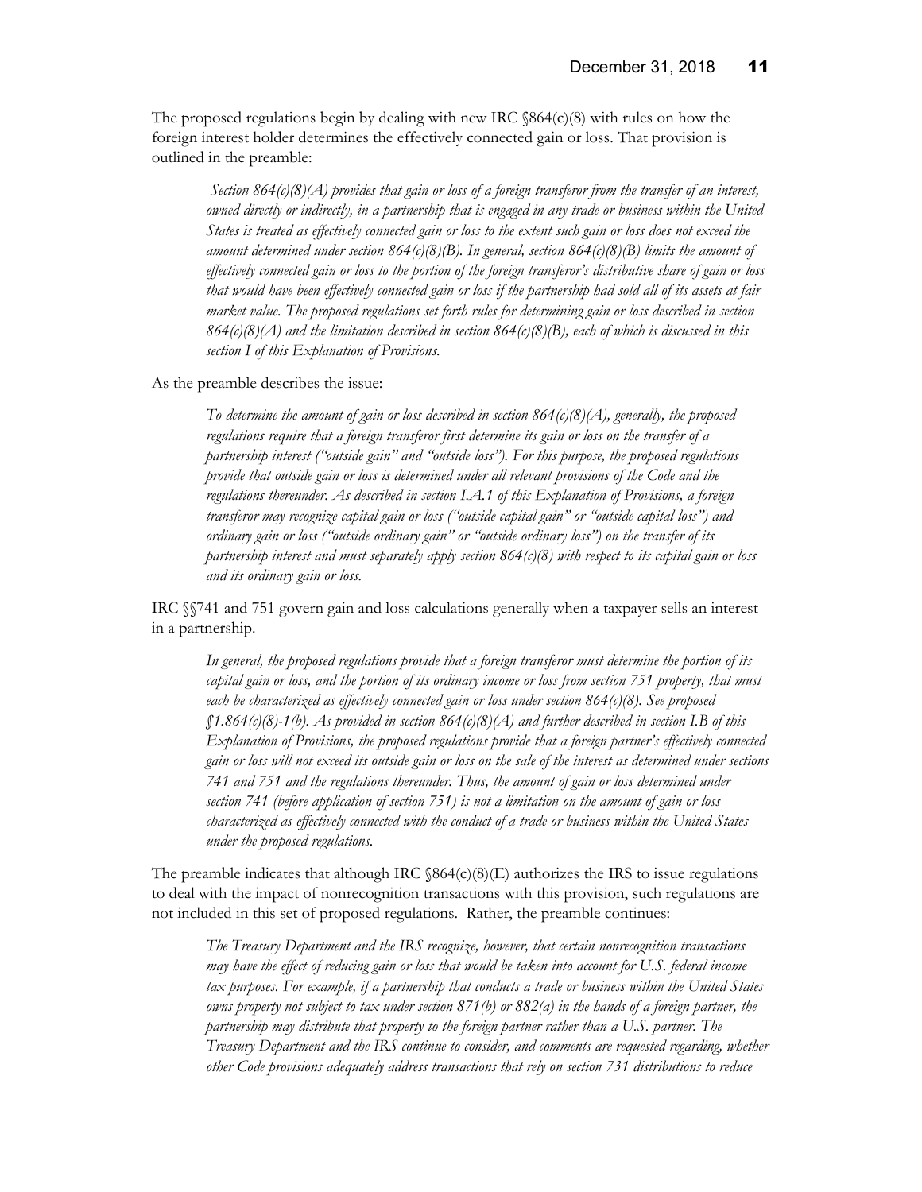The proposed regulations begin by dealing with new IRC §864(c)(8) with rules on how the foreign interest holder determines the effectively connected gain or loss. That provision is outlined in the preamble:

> *Section 864(c)(8)(A) provides that gain or loss of a foreign transferor from the transfer of an interest, owned directly or indirectly, in a partnership that is engaged in any trade or business within the United States is treated as effectively connected gain or loss to the extent such gain or loss does not exceed the amount determined under section 864(c)(8)(B). In general, section 864(c)(8)(B) limits the amount of effectively connected gain or loss to the portion of the foreign transferor's distributive share of gain or loss that would have been effectively connected gain or loss if the partnership had sold all of its assets at fair market value. The proposed regulations set forth rules for determining gain or loss described in section 864(c)(8)(A) and the limitation described in section 864(c)(8)(B), each of which is discussed in this section I of this Explanation of Provisions.*

As the preamble describes the issue:

> *To determine the amount of gain or loss described in section 864(c)(8)(A), generally, the proposed regulations require that a foreign transferor first determine its gain or loss on the transfer of a partnership interest ("outside gain" and "outside loss"). For this purpose, the proposed regulations provide that outside gain or loss is determined under all relevant provisions of the Code and the regulations thereunder. As described in section I.A.1 of this Explanation of Provisions, a foreign transferor may recognize capital gain or loss ("outside capital gain" or "outside capital loss") and ordinary gain or loss ("outside ordinary gain" or "outside ordinary loss") on the transfer of its partnership interest and must separately apply section 864(c)(8) with respect to its capital gain or loss and its ordinary gain or loss.*

IRC §§741 and 751 govern gain and loss calculations generally when a taxpayer sells an interest in a partnership.

> *In general, the proposed regulations provide that a foreign transferor must determine the portion of its capital gain or loss, and the portion of its ordinary income or loss from section 751 property, that must each be characterized as effectively connected gain or loss under section 864(c)(8). See proposed §1.864(c)(8)-1(b). As provided in section 864(c)(8)(A) and further described in section I.B of this Explanation of Provisions, the proposed regulations provide that a foreign partner's effectively connected gain or loss will not exceed its outside gain or loss on the sale of the interest as determined under sections 741 and 751 and the regulations thereunder. Thus, the amount of gain or loss determined under section 741 (before application of section 751) is not a limitation on the amount of gain or loss characterized as effectively connected with the conduct of a trade or business within the United States under the proposed regulations.*

The preamble indicates that although IRC §864(c)(8)(E) authorizes the IRS to issue regulations to deal with the impact of nonrecognition transactions with this provision, such regulations are not included in this set of proposed regulations. Rather, the preamble continues:

> *The Treasury Department and the IRS recognize, however, that certain nonrecognition transactions may have the effect of reducing gain or loss that would be taken into account for U.S. federal income tax purposes. For example, if a partnership that conducts a trade or business within the United States owns property not subject to tax under section 871(b) or 882(a) in the hands of a foreign partner, the partnership may distribute that property to the foreign partner rather than a U.S. partner. The Treasury Department and the IRS continue to consider, and comments are requested regarding, whether other Code provisions adequately address transactions that rely on section 731 distributions to reduce*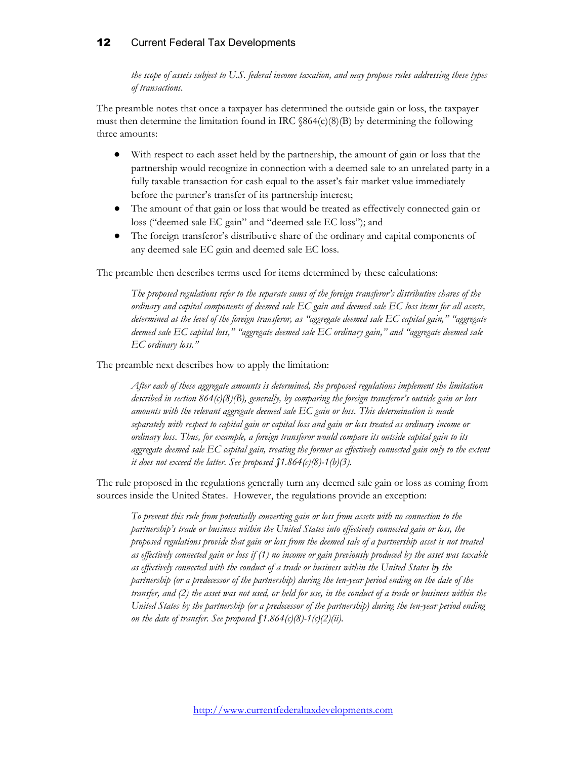*the scope of assets subject to U.S. federal income taxation, and may propose rules addressing these types of transactions.*

The preamble notes that once a taxpayer has determined the outside gain or loss, the taxpayer must then determine the limitation found in IRC §864(c)(8)(B) by determining the following three amounts:

- With respect to each asset held by the partnership, the amount of gain or loss that the partnership would recognize in connection with a deemed sale to an unrelated party in a fully taxable transaction for cash equal to the asset's fair market value immediately before the partner's transfer of its partnership interest;
- The amount of that gain or loss that would be treated as effectively connected gain or loss ("deemed sale EC gain" and "deemed sale EC loss"); and
- The foreign transferor's distributive share of the ordinary and capital components of any deemed sale EC gain and deemed sale EC loss.

The preamble then describes terms used for items determined by these calculations:

> *The proposed regulations refer to the separate sums of the foreign transferor's distributive shares of the ordinary and capital components of deemed sale EC gain and deemed sale EC loss items for all assets, determined at the level of the foreign transferor, as "aggregate deemed sale EC capital gain," "aggregate deemed sale EC capital loss," "aggregate deemed sale EC ordinary gain," and "aggregate deemed sale EC ordinary loss."*

The preamble next describes how to apply the limitation:

> *After each of these aggregate amounts is determined, the proposed regulations implement the limitation described in section 864(c)(8)(B), generally, by comparing the foreign transferor's outside gain or loss amounts with the relevant aggregate deemed sale EC gain or loss. This determination is made separately with respect to capital gain or capital loss and gain or loss treated as ordinary income or ordinary loss. Thus, for example, a foreign transferor would compare its outside capital gain to its aggregate deemed sale EC capital gain, treating the former as effectively connected gain only to the extent it does not exceed the latter. See proposed §1.864(c)(8)-1(b)(3).*

The rule proposed in the regulations generally turn any deemed sale gain or loss as coming from sources inside the United States. However, the regulations provide an exception:

> *To prevent this rule from potentially converting gain or loss from assets with no connection to the partnership's trade or business within the United States into effectively connected gain or loss, the proposed regulations provide that gain or loss from the deemed sale of a partnership asset is not treated as effectively connected gain or loss if (1) no income or gain previously produced by the asset was taxable as effectively connected with the conduct of a trade or business within the United States by the partnership (or a predecessor of the partnership) during the ten-year period ending on the date of the transfer, and (2) the asset was not used, or held for use, in the conduct of a trade or business within the United States by the partnership (or a predecessor of the partnership) during the ten-year period ending on the date of transfer. See proposed §1.864(c)(8)-1(c)(2)(ii).*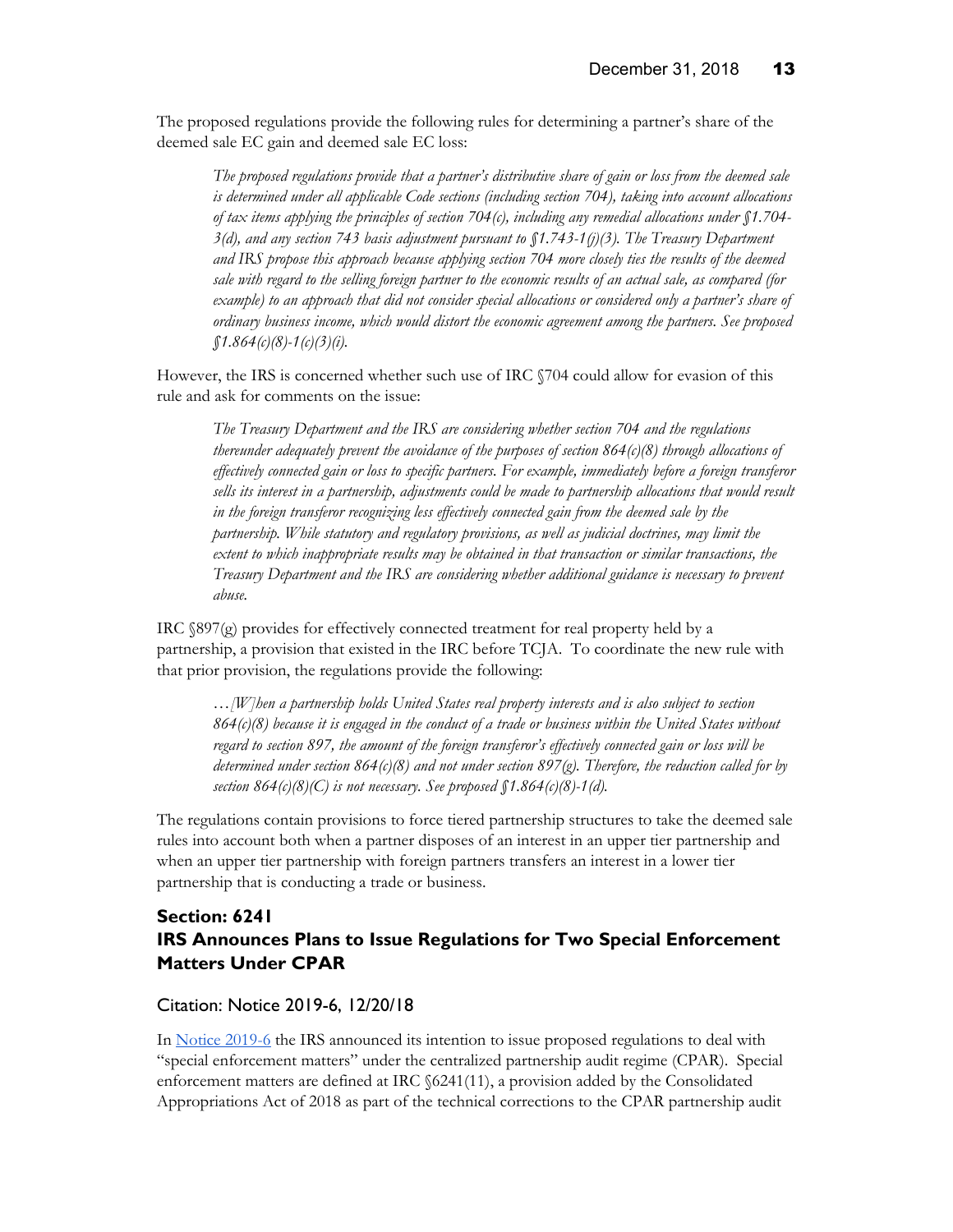The proposed regulations provide the following rules for determining a partner's share of the deemed sale EC gain and deemed sale EC loss:

> *The proposed regulations provide that a partner's distributive share of gain or loss from the deemed sale is determined under all applicable Code sections (including section 704), taking into account allocations of tax items applying the principles of section 704(c), including any remedial allocations under §1.704-3(d), and any section 743 basis adjustment pursuant to §1.743-1(j)(3). The Treasury Department and IRS propose this approach because applying section 704 more closely ties the results of the deemed sale with regard to the selling foreign partner to the economic results of an actual sale, as compared (for example) to an approach that did not consider special allocations or considered only a partner's share of ordinary business income, which would distort the economic agreement among the partners. See proposed §1.864(c)(8)-1(c)(3)(i).*

However, the IRS is concerned whether such use of IRC §704 could allow for evasion of this rule and ask for comments on the issue:

> *The Treasury Department and the IRS are considering whether section 704 and the regulations thereunder adequately prevent the avoidance of the purposes of section 864(c)(8) through allocations of effectively connected gain or loss to specific partners. For example, immediately before a foreign transferor sells its interest in a partnership, adjustments could be made to partnership allocations that would result in the foreign transferor recognizing less effectively connected gain from the deemed sale by the partnership. While statutory and regulatory provisions, as well as judicial doctrines, may limit the extent to which inappropriate results may be obtained in that transaction or similar transactions, the Treasury Department and the IRS are considering whether additional guidance is necessary to prevent abuse.*

IRC §897(g) provides for effectively connected treatment for real property held by a partnership, a provision that existed in the IRC before TCJA. To coordinate the new rule with that prior provision, the regulations provide the following:

> *…[W]hen a partnership holds United States real property interests and is also subject to section 864(c)(8) because it is engaged in the conduct of a trade or business within the United States without regard to section 897, the amount of the foreign transferor's effectively connected gain or loss will be determined under section 864(c)(8) and not under section 897(g). Therefore, the reduction called for by section 864(c)(8)(C) is not necessary. See proposed §1.864(c)(8)-1(d).*

The regulations contain provisions to force tiered partnership structures to take the deemed sale rules into account both when a partner disposes of an interest in an upper tier partnership and when an upper tier partnership with foreign partners transfers an interest in a lower tier partnership that is conducting a trade or business.

## Section: 6241
## IRS Announces Plans to Issue Regulations for Two Special Enforcement Matters Under CPAR

### Citation: Notice 2019-6, 12/20/18

In Notice 2019-6 the IRS announced its intention to issue proposed regulations to deal with "special enforcement matters" under the centralized partnership audit regime (CPAR). Special enforcement matters are defined at IRC §6241(11), a provision added by the Consolidated Appropriations Act of 2018 as part of the technical corrections to the CPAR partnership audit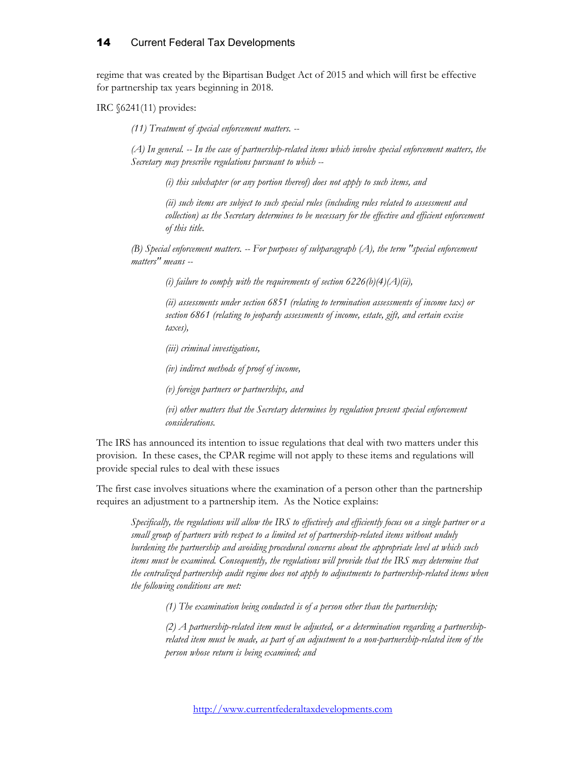regime that was created by the Bipartisan Budget Act of 2015 and which will first be effective for partnership tax years beginning in 2018.

IRC §6241(11) provides:

> *(11) Treatment of special enforcement matters. --*
>
> *(A) In general. -- In the case of partnership-related items which involve special enforcement matters, the Secretary may prescribe regulations pursuant to which --*
>
> > *(i) this subchapter (or any portion thereof) does not apply to such items, and*
> >
> > *(ii) such items are subject to such special rules (including rules related to assessment and collection) as the Secretary determines to be necessary for the effective and efficient enforcement of this title.*
>
> *(B) Special enforcement matters. -- For purposes of subparagraph (A), the term "special enforcement matters" means --*
>
> > *(i) failure to comply with the requirements of section 6226(b)(4)(A)(ii),*
> >
> > *(ii) assessments under section 6851 (relating to termination assessments of income tax) or section 6861 (relating to jeopardy assessments of income, estate, gift, and certain excise taxes),*
> >
> > *(iii) criminal investigations,*
> >
> > *(iv) indirect methods of proof of income,*
> >
> > *(v) foreign partners or partnerships, and*
> >
> > *(vi) other matters that the Secretary determines by regulation present special enforcement considerations.*

The IRS has announced its intention to issue regulations that deal with two matters under this provision. In these cases, the CPAR regime will not apply to these items and regulations will provide special rules to deal with these issues

The first case involves situations where the examination of a person other than the partnership requires an adjustment to a partnership item. As the Notice explains:

> *Specifically, the regulations will allow the IRS to effectively and efficiently focus on a single partner or a small group of partners with respect to a limited set of partnership-related items without unduly burdening the partnership and avoiding procedural concerns about the appropriate level at which such items must be examined. Consequently, the regulations will provide that the IRS may determine that the centralized partnership audit regime does not apply to adjustments to partnership-related items when the following conditions are met:*
>
> > *(1) The examination being conducted is of a person other than the partnership;*
> >
> > *(2) A partnership-related item must be adjusted, or a determination regarding a partnership-related item must be made, as part of an adjustment to a non-partnership-related item of the person whose return is being examined; and*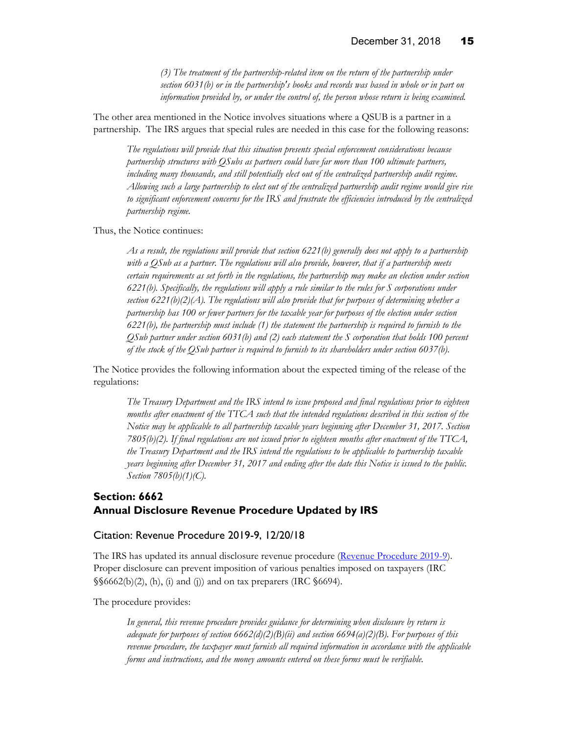*(3) The treatment of the partnership-related item on the return of the partnership under section 6031(b) or in the partnership's books and records was based in whole or in part on information provided by, or under the control of, the person whose return is being examined.*

The other area mentioned in the Notice involves situations where a QSUB is a partner in a partnership. The IRS argues that special rules are needed in this case for the following reasons:

> *The regulations will provide that this situation presents special enforcement considerations because partnership structures with QSubs as partners could have far more than 100 ultimate partners, including many thousands, and still potentially elect out of the centralized partnership audit regime. Allowing such a large partnership to elect out of the centralized partnership audit regime would give rise to significant enforcement concerns for the IRS and frustrate the efficiencies introduced by the centralized partnership regime.*

Thus, the Notice continues:

> *As a result, the regulations will provide that section 6221(b) generally does not apply to a partnership with a QSub as a partner. The regulations will also provide, however, that if a partnership meets certain requirements as set forth in the regulations, the partnership may make an election under section 6221(b). Specifically, the regulations will apply a rule similar to the rules for S corporations under section 6221(b)(2)(A). The regulations will also provide that for purposes of determining whether a partnership has 100 or fewer partners for the taxable year for purposes of the election under section 6221(b), the partnership must include (1) the statement the partnership is required to furnish to the QSub partner under section 6031(b) and (2) each statement the S corporation that holds 100 percent of the stock of the QSub partner is required to furnish to its shareholders under section 6037(b).*

The Notice provides the following information about the expected timing of the release of the regulations:

> *The Treasury Department and the IRS intend to issue proposed and final regulations prior to eighteen months after enactment of the TTCA such that the intended regulations described in this section of the Notice may be applicable to all partnership taxable years beginning after December 31, 2017. Section 7805(b)(2). If final regulations are not issued prior to eighteen months after enactment of the TTCA, the Treasury Department and the IRS intend the regulations to be applicable to partnership taxable years beginning after December 31, 2017 and ending after the date this Notice is issued to the public. Section 7805(b)(1)(C).*

## Section: 6662
## Annual Disclosure Revenue Procedure Updated by IRS

### Citation: Revenue Procedure 2019-9, 12/20/18

The IRS has updated its annual disclosure revenue procedure (Revenue Procedure 2019-9). Proper disclosure can prevent imposition of various penalties imposed on taxpayers (IRC §§6662(b)(2), (h), (i) and (j)) and on tax preparers (IRC §6694).

The procedure provides:

> *In general, this revenue procedure provides guidance for determining when disclosure by return is adequate for purposes of section 6662(d)(2)(B)(ii) and section 6694(a)(2)(B). For purposes of this revenue procedure, the taxpayer must furnish all required information in accordance with the applicable forms and instructions, and the money amounts entered on these forms must be verifiable.*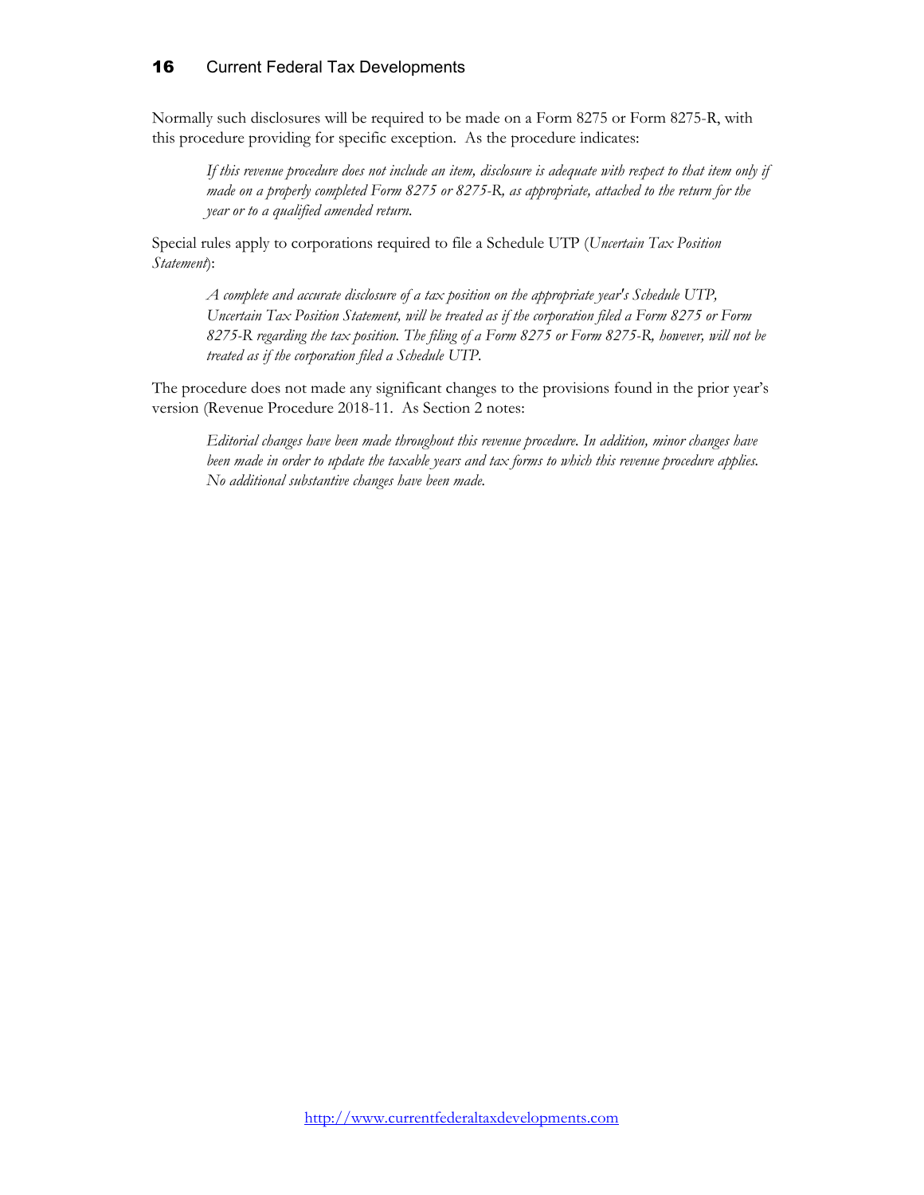Normally such disclosures will be required to be made on a Form 8275 or Form 8275-R, with this procedure providing for specific exception. As the procedure indicates:

> *If this revenue procedure does not include an item, disclosure is adequate with respect to that item only if made on a properly completed Form 8275 or 8275-R, as appropriate, attached to the return for the year or to a qualified amended return.*

Special rules apply to corporations required to file a Schedule UTP (*Uncertain Tax Position Statement*):

> *A complete and accurate disclosure of a tax position on the appropriate year's Schedule UTP, Uncertain Tax Position Statement, will be treated as if the corporation filed a Form 8275 or Form 8275-R regarding the tax position. The filing of a Form 8275 or Form 8275-R, however, will not be treated as if the corporation filed a Schedule UTP.*

The procedure does not made any significant changes to the provisions found in the prior year's version (Revenue Procedure 2018-11. As Section 2 notes:

> *Editorial changes have been made throughout this revenue procedure. In addition, minor changes have been made in order to update the taxable years and tax forms to which this revenue procedure applies. No additional substantive changes have been made.*